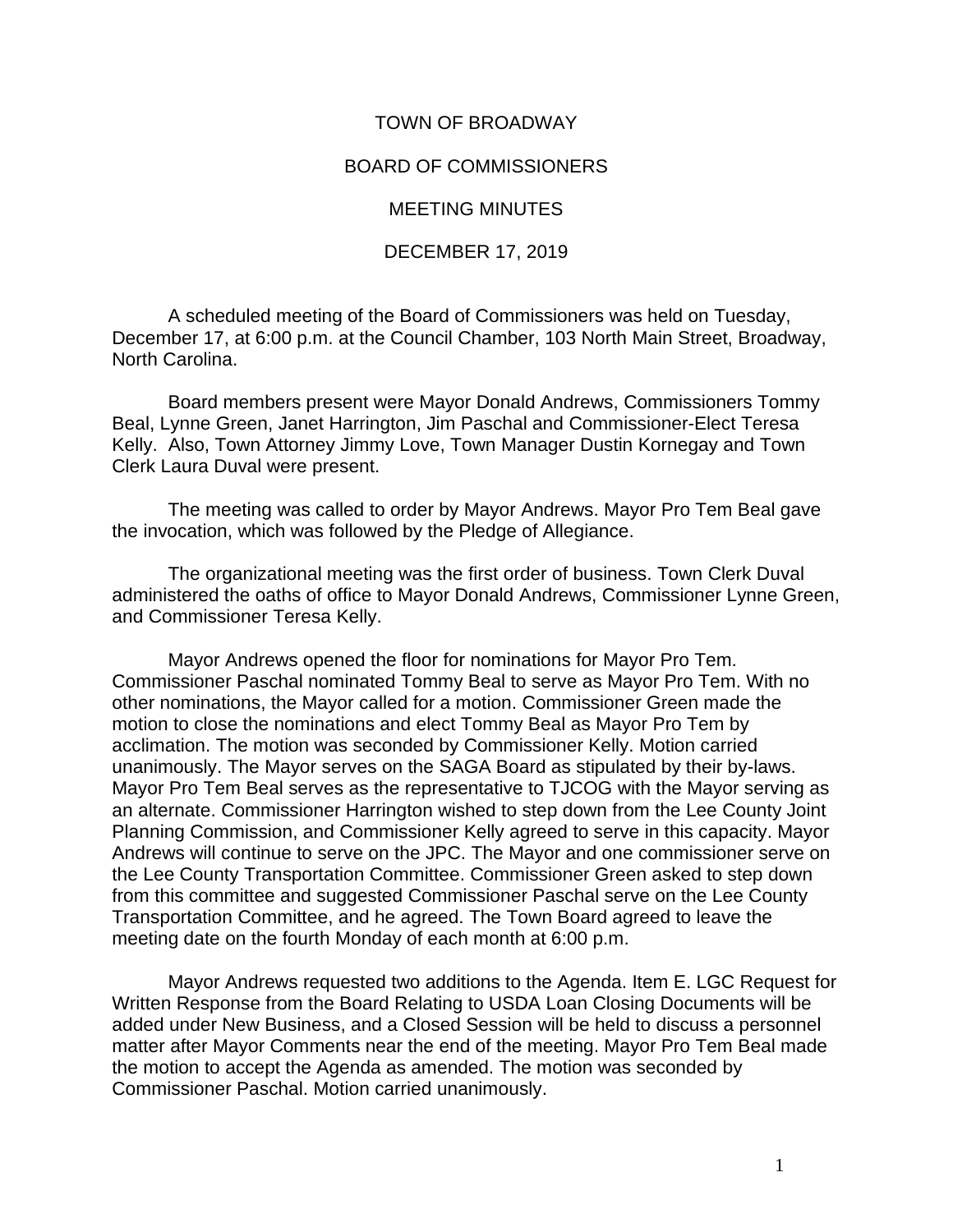# TOWN OF BROADWAY

## BOARD OF COMMISSIONERS

## MEETING MINUTES

## DECEMBER 17, 2019

A scheduled meeting of the Board of Commissioners was held on Tuesday, December 17, at 6:00 p.m. at the Council Chamber, 103 North Main Street, Broadway, North Carolina.

Board members present were Mayor Donald Andrews, Commissioners Tommy Beal, Lynne Green, Janet Harrington, Jim Paschal and Commissioner-Elect Teresa Kelly. Also, Town Attorney Jimmy Love, Town Manager Dustin Kornegay and Town Clerk Laura Duval were present.

The meeting was called to order by Mayor Andrews. Mayor Pro Tem Beal gave the invocation, which was followed by the Pledge of Allegiance.

The organizational meeting was the first order of business. Town Clerk Duval administered the oaths of office to Mayor Donald Andrews, Commissioner Lynne Green, and Commissioner Teresa Kelly.

Mayor Andrews opened the floor for nominations for Mayor Pro Tem. Commissioner Paschal nominated Tommy Beal to serve as Mayor Pro Tem. With no other nominations, the Mayor called for a motion. Commissioner Green made the motion to close the nominations and elect Tommy Beal as Mayor Pro Tem by acclimation. The motion was seconded by Commissioner Kelly. Motion carried unanimously. The Mayor serves on the SAGA Board as stipulated by their by-laws. Mayor Pro Tem Beal serves as the representative to TJCOG with the Mayor serving as an alternate. Commissioner Harrington wished to step down from the Lee County Joint Planning Commission, and Commissioner Kelly agreed to serve in this capacity. Mayor Andrews will continue to serve on the JPC. The Mayor and one commissioner serve on the Lee County Transportation Committee. Commissioner Green asked to step down from this committee and suggested Commissioner Paschal serve on the Lee County Transportation Committee, and he agreed. The Town Board agreed to leave the meeting date on the fourth Monday of each month at 6:00 p.m.

Mayor Andrews requested two additions to the Agenda. Item E. LGC Request for Written Response from the Board Relating to USDA Loan Closing Documents will be added under New Business, and a Closed Session will be held to discuss a personnel matter after Mayor Comments near the end of the meeting. Mayor Pro Tem Beal made the motion to accept the Agenda as amended. The motion was seconded by Commissioner Paschal. Motion carried unanimously.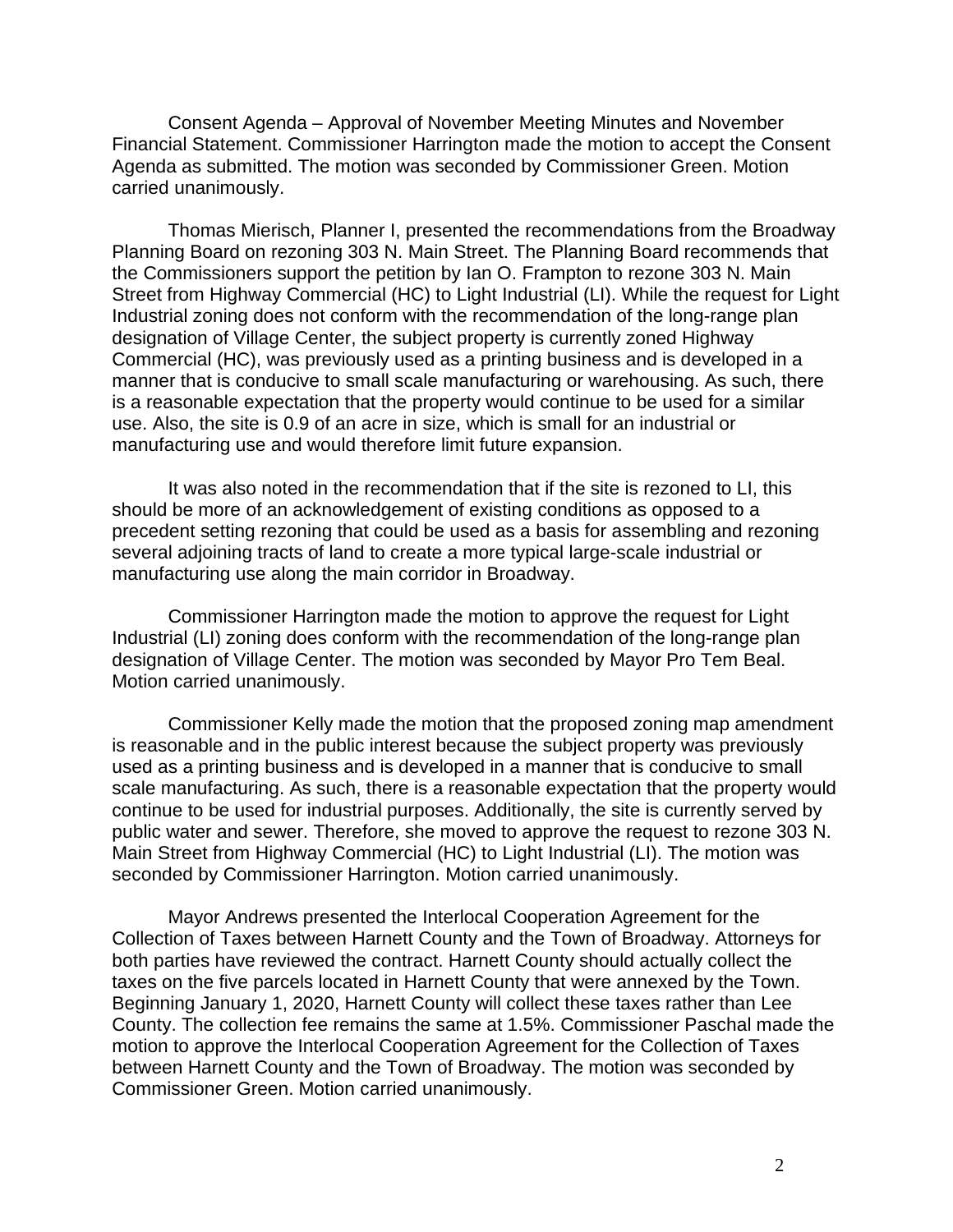Consent Agenda – Approval of November Meeting Minutes and November Financial Statement. Commissioner Harrington made the motion to accept the Consent Agenda as submitted. The motion was seconded by Commissioner Green. Motion carried unanimously.

Thomas Mierisch, Planner I, presented the recommendations from the Broadway Planning Board on rezoning 303 N. Main Street. The Planning Board recommends that the Commissioners support the petition by Ian O. Frampton to rezone 303 N. Main Street from Highway Commercial (HC) to Light Industrial (LI). While the request for Light Industrial zoning does not conform with the recommendation of the long-range plan designation of Village Center, the subject property is currently zoned Highway Commercial (HC), was previously used as a printing business and is developed in a manner that is conducive to small scale manufacturing or warehousing. As such, there is a reasonable expectation that the property would continue to be used for a similar use. Also, the site is 0.9 of an acre in size, which is small for an industrial or manufacturing use and would therefore limit future expansion.

It was also noted in the recommendation that if the site is rezoned to LI, this should be more of an acknowledgement of existing conditions as opposed to a precedent setting rezoning that could be used as a basis for assembling and rezoning several adjoining tracts of land to create a more typical large-scale industrial or manufacturing use along the main corridor in Broadway.

Commissioner Harrington made the motion to approve the request for Light Industrial (LI) zoning does conform with the recommendation of the long-range plan designation of Village Center. The motion was seconded by Mayor Pro Tem Beal. Motion carried unanimously.

Commissioner Kelly made the motion that the proposed zoning map amendment is reasonable and in the public interest because the subject property was previously used as a printing business and is developed in a manner that is conducive to small scale manufacturing. As such, there is a reasonable expectation that the property would continue to be used for industrial purposes. Additionally, the site is currently served by public water and sewer. Therefore, she moved to approve the request to rezone 303 N. Main Street from Highway Commercial (HC) to Light Industrial (LI). The motion was seconded by Commissioner Harrington. Motion carried unanimously.

Mayor Andrews presented the Interlocal Cooperation Agreement for the Collection of Taxes between Harnett County and the Town of Broadway. Attorneys for both parties have reviewed the contract. Harnett County should actually collect the taxes on the five parcels located in Harnett County that were annexed by the Town. Beginning January 1, 2020, Harnett County will collect these taxes rather than Lee County. The collection fee remains the same at 1.5%. Commissioner Paschal made the motion to approve the Interlocal Cooperation Agreement for the Collection of Taxes between Harnett County and the Town of Broadway. The motion was seconded by Commissioner Green. Motion carried unanimously.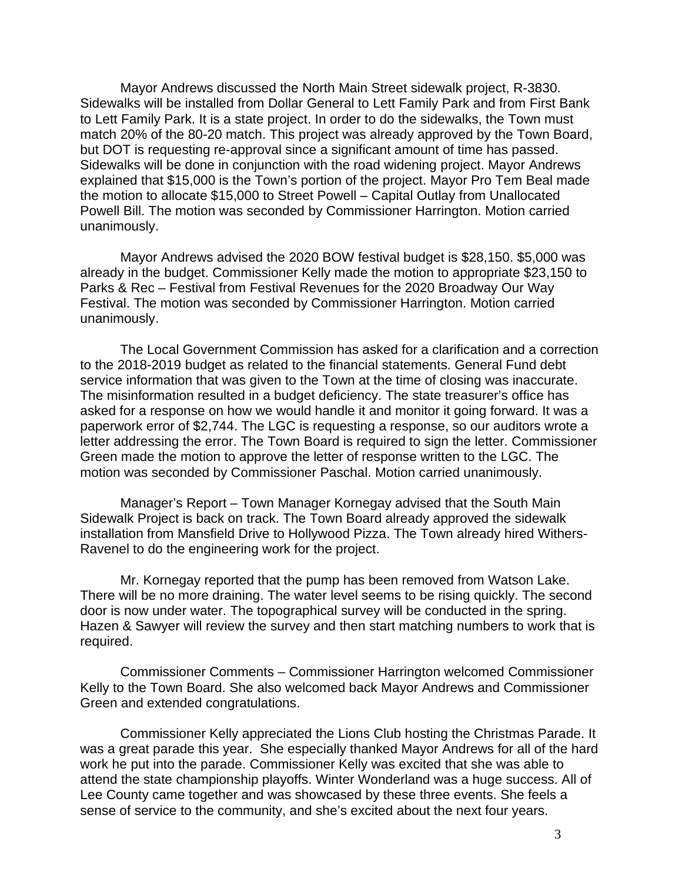Mayor Andrews discussed the North Main Street sidewalk project, R-3830. Sidewalks will be installed from Dollar General to Lett Family Park and from First Bank to Lett Family Park. It is a state project. In order to do the sidewalks, the Town must match 20% of the 80-20 match. This project was already approved by the Town Board, but DOT is requesting re-approval since a significant amount of time has passed. Sidewalks will be done in conjunction with the road widening project. Mayor Andrews explained that $15,000 is the Town's portion of the project. Mayor Pro Tem Beal made the motion to allocate $15,000 to Street Powell – Capital Outlay from Unallocated Powell Bill. The motion was seconded by Commissioner Harrington. Motion carried unanimously.

Mayor Andrews advised the 2020 BOW festival budget is $28,150. $5,000 was already in the budget. Commissioner Kelly made the motion to appropriate $23,150 to Parks & Rec – Festival from Festival Revenues for the 2020 Broadway Our Way Festival. The motion was seconded by Commissioner Harrington. Motion carried unanimously.

The Local Government Commission has asked for a clarification and a correction to the 2018-2019 budget as related to the financial statements. General Fund debt service information that was given to the Town at the time of closing was inaccurate. The misinformation resulted in a budget deficiency. The state treasurer's office has asked for a response on how we would handle it and monitor it going forward. It was a paperwork error of $2,744. The LGC is requesting a response, so our auditors wrote a letter addressing the error. The Town Board is required to sign the letter. Commissioner Green made the motion to approve the letter of response written to the LGC. The motion was seconded by Commissioner Paschal. Motion carried unanimously.

Manager's Report – Town Manager Kornegay advised that the South Main Sidewalk Project is back on track. The Town Board already approved the sidewalk installation from Mansfield Drive to Hollywood Pizza. The Town already hired Withers-Ravenel to do the engineering work for the project.

Mr. Kornegay reported that the pump has been removed from Watson Lake. There will be no more draining. The water level seems to be rising quickly. The second door is now under water. The topographical survey will be conducted in the spring. Hazen & Sawyer will review the survey and then start matching numbers to work that is required.

Commissioner Comments – Commissioner Harrington welcomed Commissioner Kelly to the Town Board. She also welcomed back Mayor Andrews and Commissioner Green and extended congratulations.

Commissioner Kelly appreciated the Lions Club hosting the Christmas Parade. It was a great parade this year. She especially thanked Mayor Andrews for all of the hard work he put into the parade. Commissioner Kelly was excited that she was able to attend the state championship playoffs. Winter Wonderland was a huge success. All of Lee County came together and was showcased by these three events. She feels a sense of service to the community, and she's excited about the next four years.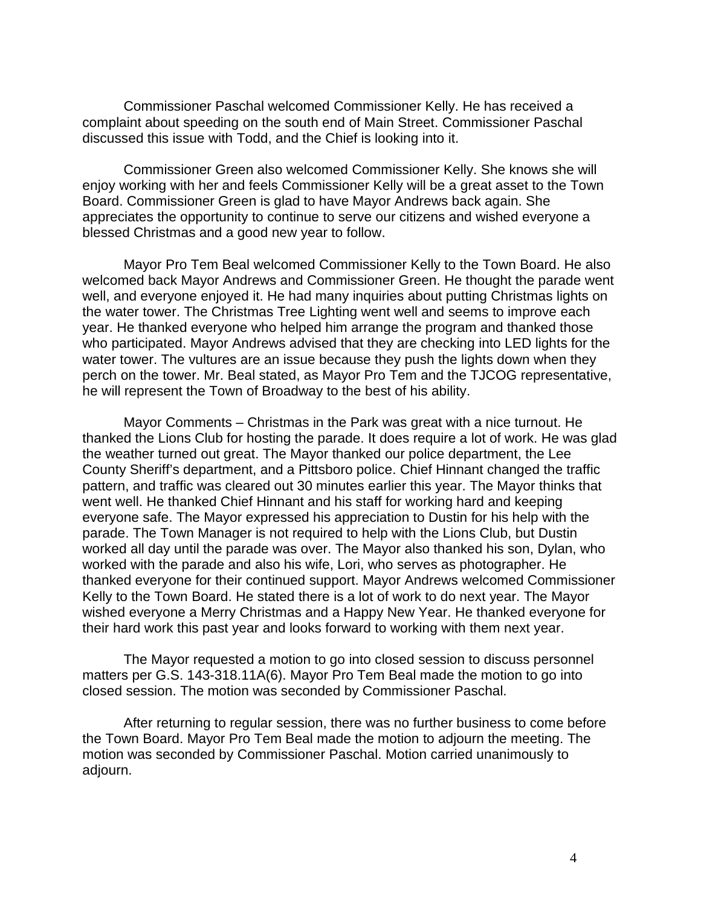Commissioner Paschal welcomed Commissioner Kelly. He has received a complaint about speeding on the south end of Main Street. Commissioner Paschal discussed this issue with Todd, and the Chief is looking into it.

Commissioner Green also welcomed Commissioner Kelly. She knows she will enjoy working with her and feels Commissioner Kelly will be a great asset to the Town Board. Commissioner Green is glad to have Mayor Andrews back again. She appreciates the opportunity to continue to serve our citizens and wished everyone a blessed Christmas and a good new year to follow.

Mayor Pro Tem Beal welcomed Commissioner Kelly to the Town Board. He also welcomed back Mayor Andrews and Commissioner Green. He thought the parade went well, and everyone enjoyed it. He had many inquiries about putting Christmas lights on the water tower. The Christmas Tree Lighting went well and seems to improve each year. He thanked everyone who helped him arrange the program and thanked those who participated. Mayor Andrews advised that they are checking into LED lights for the water tower. The vultures are an issue because they push the lights down when they perch on the tower. Mr. Beal stated, as Mayor Pro Tem and the TJCOG representative, he will represent the Town of Broadway to the best of his ability.

Mayor Comments – Christmas in the Park was great with a nice turnout. He thanked the Lions Club for hosting the parade. It does require a lot of work. He was glad the weather turned out great. The Mayor thanked our police department, the Lee County Sheriff's department, and a Pittsboro police. Chief Hinnant changed the traffic pattern, and traffic was cleared out 30 minutes earlier this year. The Mayor thinks that went well. He thanked Chief Hinnant and his staff for working hard and keeping everyone safe. The Mayor expressed his appreciation to Dustin for his help with the parade. The Town Manager is not required to help with the Lions Club, but Dustin worked all day until the parade was over. The Mayor also thanked his son, Dylan, who worked with the parade and also his wife, Lori, who serves as photographer. He thanked everyone for their continued support. Mayor Andrews welcomed Commissioner Kelly to the Town Board. He stated there is a lot of work to do next year. The Mayor wished everyone a Merry Christmas and a Happy New Year. He thanked everyone for their hard work this past year and looks forward to working with them next year.

The Mayor requested a motion to go into closed session to discuss personnel matters per G.S. 143-318.11A(6). Mayor Pro Tem Beal made the motion to go into closed session. The motion was seconded by Commissioner Paschal.

After returning to regular session, there was no further business to come before the Town Board. Mayor Pro Tem Beal made the motion to adjourn the meeting. The motion was seconded by Commissioner Paschal. Motion carried unanimously to adjourn.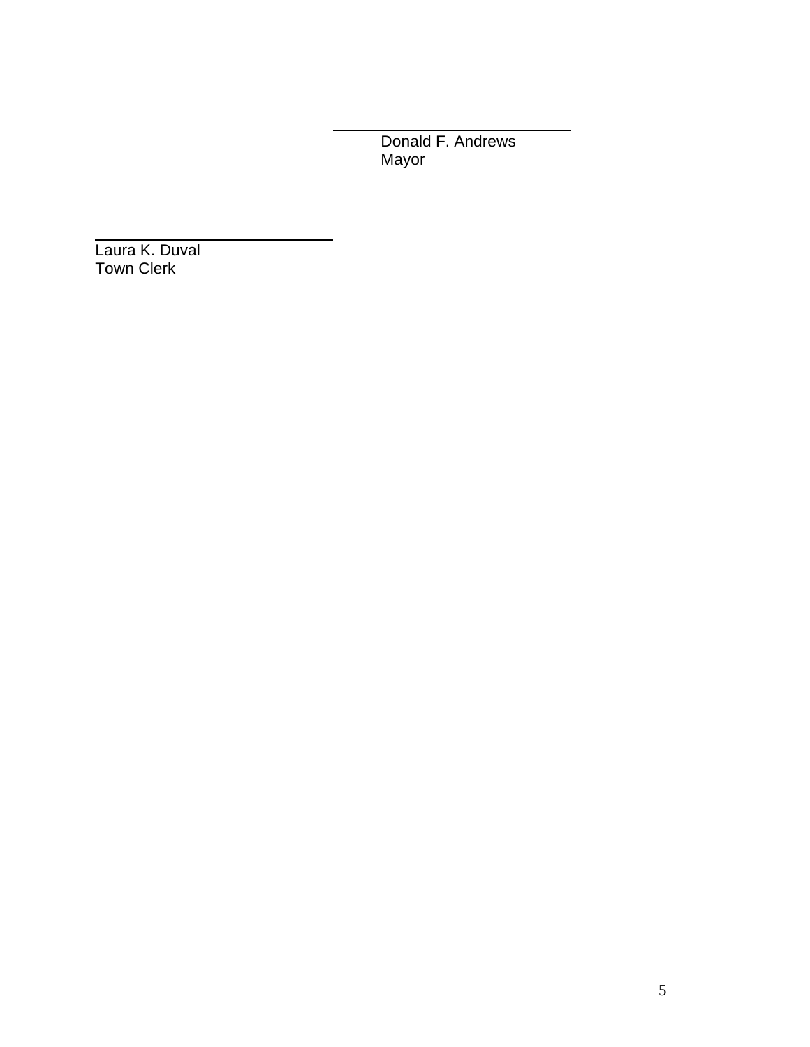\_\_\_\_\_\_\_\_\_\_\_\_\_\_\_\_\_\_\_\_\_\_\_\_\_\_\_\_

Donald F. Andrews
Mayor

\_\_\_\_\_\_\_\_\_\_\_\_\_\_\_\_\_\_\_\_\_\_\_\_\_\_\_\_

Laura K. Duval
Town Clerk